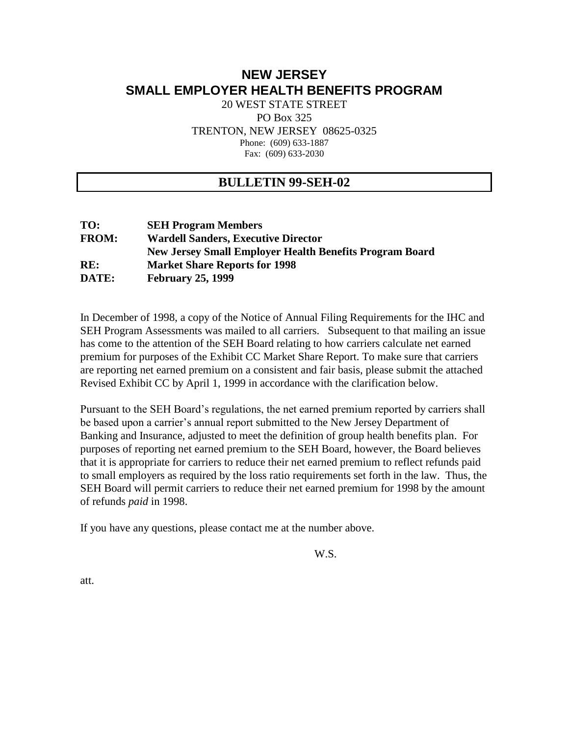# NEW JERSEY
# SMALL EMPLOYER HEALTH BENEFITS PROGRAM

20 WEST STATE STREET
PO Box 325
TRENTON, NEW JERSEY 08625-0325
Phone: (609) 633-1887
Fax: (609) 633-2030

## BULLETIN 99-SEH-02

**TO:** **SEH Program Members**
**FROM:** **Wardell Sanders, Executive Director**
**New Jersey Small Employer Health Benefits Program Board**
**RE:** **Market Share Reports for 1998**
**DATE:** **February 25, 1999**

In December of 1998, a copy of the Notice of Annual Filing Requirements for the IHC and SEH Program Assessments was mailed to all carriers. Subsequent to that mailing an issue has come to the attention of the SEH Board relating to how carriers calculate net earned premium for purposes of the Exhibit CC Market Share Report. To make sure that carriers are reporting net earned premium on a consistent and fair basis, please submit the attached Revised Exhibit CC by April 1, 1999 in accordance with the clarification below.

Pursuant to the SEH Board's regulations, the net earned premium reported by carriers shall be based upon a carrier's annual report submitted to the New Jersey Department of Banking and Insurance, adjusted to meet the definition of group health benefits plan. For purposes of reporting net earned premium to the SEH Board, however, the Board believes that it is appropriate for carriers to reduce their net earned premium to reflect refunds paid to small employers as required by the loss ratio requirements set forth in the law. Thus, the SEH Board will permit carriers to reduce their net earned premium for 1998 by the amount of refunds *paid* in 1998.

If you have any questions, please contact me at the number above.

W.S.

att.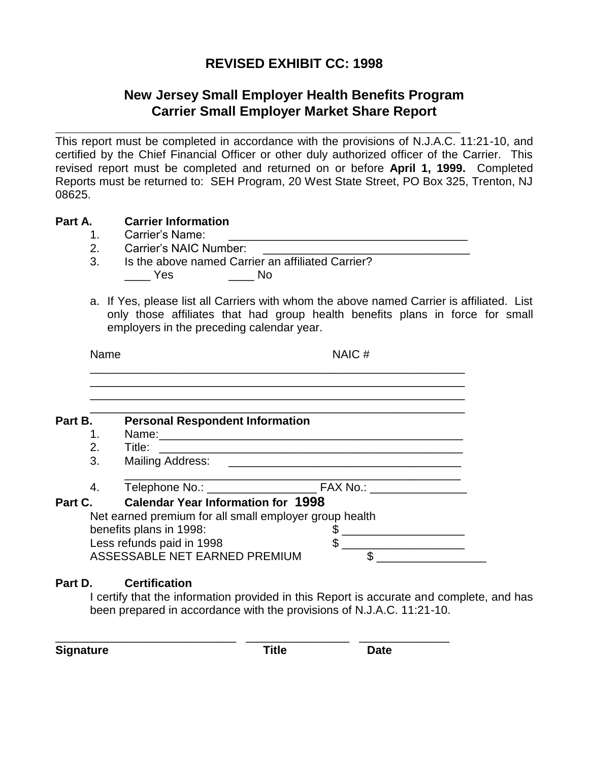# REVISED EXHIBIT CC: 1998

## New Jersey Small Employer Health Benefits Program
## Carrier Small Employer Market Share Report

---

This report must be completed in accordance with the provisions of N.J.A.C. 11:21-10, and certified by the Chief Financial Officer or other duly authorized officer of the Carrier. This revised report must be completed and returned on or before **April 1, 1999.** Completed Reports must be returned to: SEH Program, 20 West State Street, PO Box 325, Trenton, NJ 08625.

**Part A. Carrier Information**

1. Carrier's Name: ______________________________________
2. Carrier's NAIC Number: ________________________________
3. Is the above named Carrier an affiliated Carrier?

   ____ Yes ____ No

a. If Yes, please list all Carriers with whom the above named Carrier is affiliated. List only those affiliates that had group health benefits plans in force for small employers in the preceding calendar year.

Name NAIC #

____________________________________________________________

____________________________________________________________

____________________________________________________________

____________________________________________________________

**Part B. Personal Respondent Information**

1. Name:_________________________________________________
2. Title: ________________________________________________
3. Mailing Address: ______________________________________

   ________________________________________________________
4. Telephone No.: _________________ FAX No.: _______________

**Part C. Calendar Year Information for 1998**

Net earned premium for all small employer group health benefits plans in 1998: $ ___________________

Less refunds paid in 1998 $ ___________________

ASSESSABLE NET EARNED PREMIUM $ _________________

**Part D. Certification**

I certify that the information provided in this Report is accurate and complete, and has been prepared in accordance with the provisions of N.J.A.C. 11:21-10.

____________________________ ________________ ______________

**Signature** **Title** **Date**